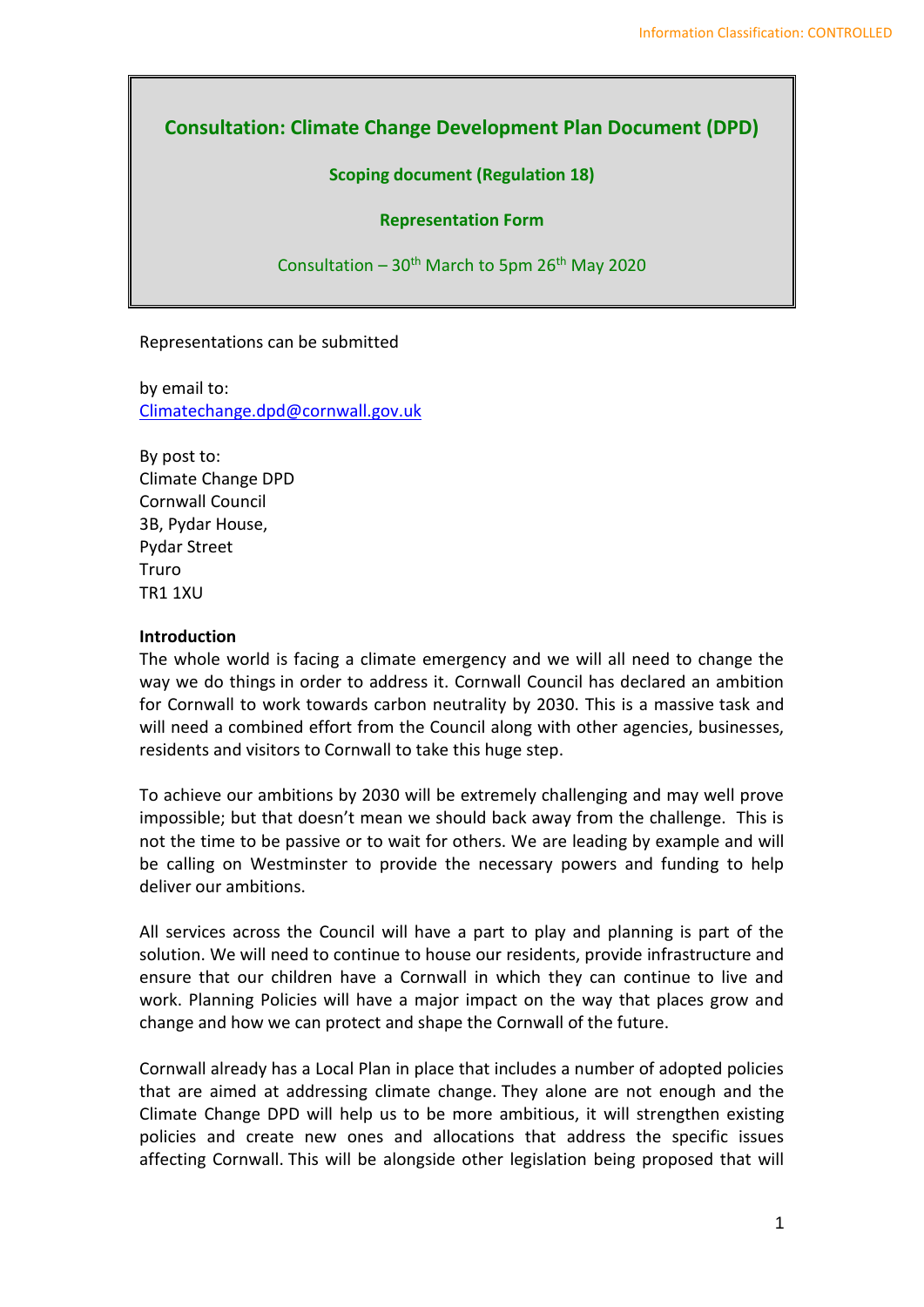# Consultation: Climate Change Development Plan Document (DPD)

## Scoping document (Regulation 18)

## Representation Form

Consultation – 30th March to 5pm 26th May 2020

Representations can be submitted

by email to:
Climatechange.dpd@cornwall.gov.uk

By post to:
Climate Change DPD
Cornwall Council
3B, Pydar House,
Pydar Street
Truro
TR1 1XU

**Introduction**

The whole world is facing a climate emergency and we will all need to change the way we do things in order to address it. Cornwall Council has declared an ambition for Cornwall to work towards carbon neutrality by 2030. This is a massive task and will need a combined effort from the Council along with other agencies, businesses, residents and visitors to Cornwall to take this huge step.

To achieve our ambitions by 2030 will be extremely challenging and may well prove impossible; but that doesn't mean we should back away from the challenge. This is not the time to be passive or to wait for others. We are leading by example and will be calling on Westminster to provide the necessary powers and funding to help deliver our ambitions.

All services across the Council will have a part to play and planning is part of the solution. We will need to continue to house our residents, provide infrastructure and ensure that our children have a Cornwall in which they can continue to live and work. Planning Policies will have a major impact on the way that places grow and change and how we can protect and shape the Cornwall of the future.

Cornwall already has a Local Plan in place that includes a number of adopted policies that are aimed at addressing climate change. They alone are not enough and the Climate Change DPD will help us to be more ambitious, it will strengthen existing policies and create new ones and allocations that address the specific issues affecting Cornwall. This will be alongside other legislation being proposed that will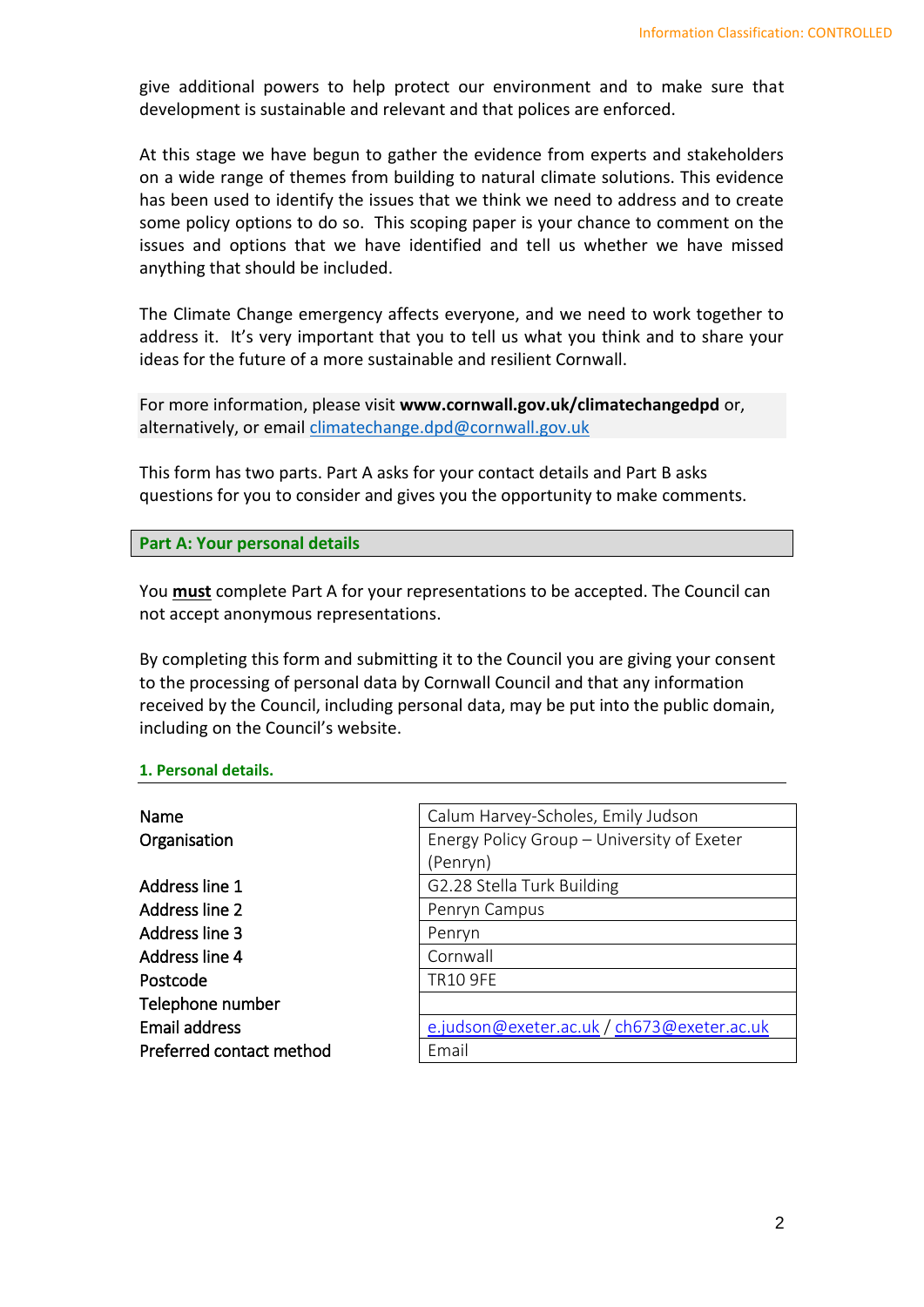give additional powers to help protect our environment and to make sure that development is sustainable and relevant and that polices are enforced.

At this stage we have begun to gather the evidence from experts and stakeholders on a wide range of themes from building to natural climate solutions. This evidence has been used to identify the issues that we think we need to address and to create some policy options to do so. This scoping paper is your chance to comment on the issues and options that we have identified and tell us whether we have missed anything that should be included.

The Climate Change emergency affects everyone, and we need to work together to address it. It's very important that you to tell us what you think and to share your ideas for the future of a more sustainable and resilient Cornwall.

For more information, please visit **www.cornwall.gov.uk/climatechangedpd** or, alternatively, or email climatechange.dpd@cornwall.gov.uk

This form has two parts. Part A asks for your contact details and Part B asks questions for you to consider and gives you the opportunity to make comments.

## Part A: Your personal details

You **must** complete Part A for your representations to be accepted. The Council can not accept anonymous representations.

By completing this form and submitting it to the Council you are giving your consent to the processing of personal data by Cornwall Council and that any information received by the Council, including personal data, may be put into the public domain, including on the Council's website.

### 1. Personal details.

| | |
|---|---|
| Name | Calum Harvey-Scholes, Emily Judson |
| Organisation | Energy Policy Group – University of Exeter (Penryn) |
| Address line 1 | G2.28 Stella Turk Building |
| Address line 2 | Penryn Campus |
| Address line 3 | Penryn |
| Address line 4 | Cornwall |
| Postcode | TR10 9FE |
| Telephone number | |
| Email address | e.judson@exeter.ac.uk / ch673@exeter.ac.uk |
| Preferred contact method | Email |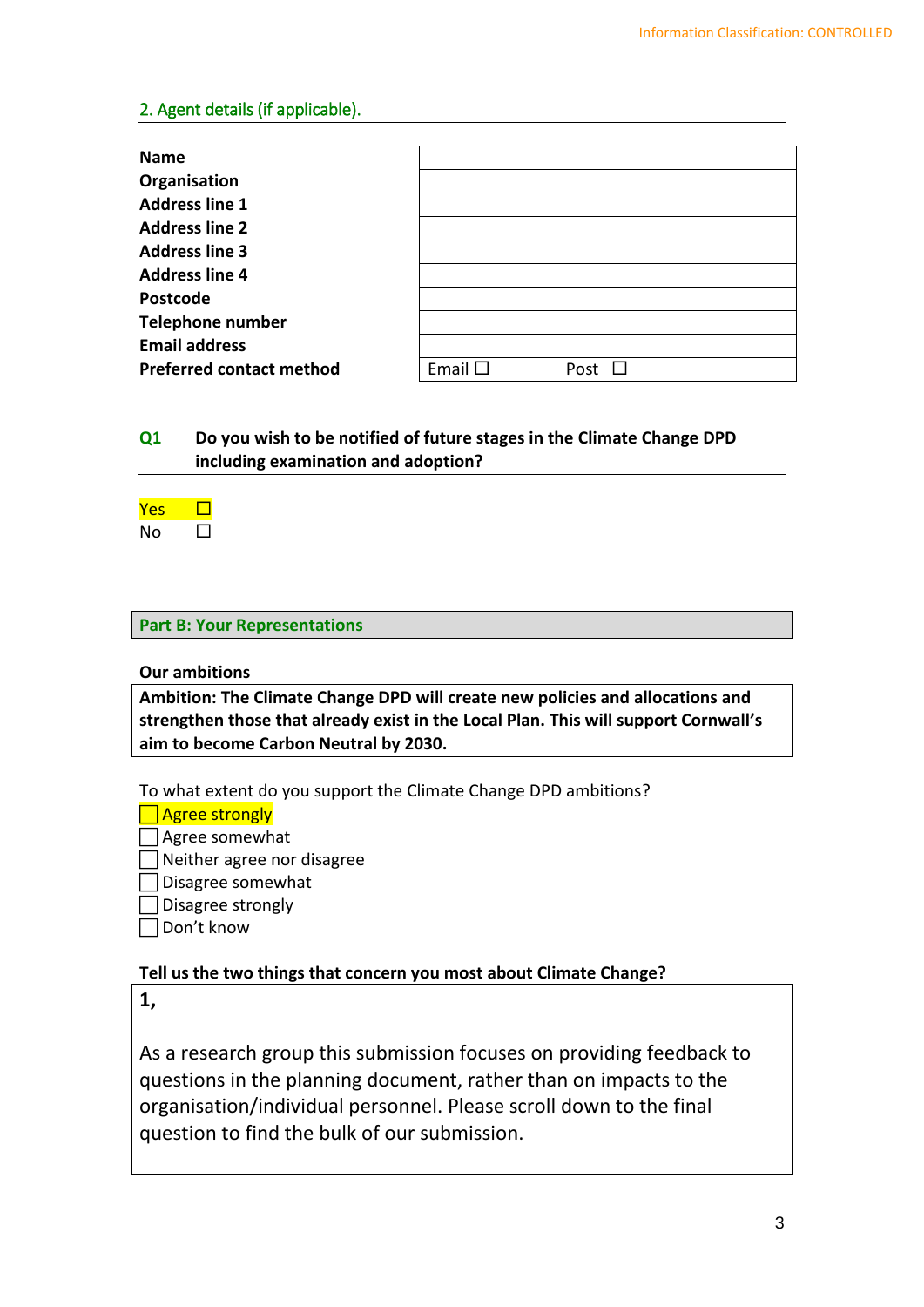## 2. Agent details (if applicable).

| | |
|---|---|
| **Name** | |
| **Organisation** | |
| **Address line 1** | |
| **Address line 2** | |
| **Address line 3** | |
| **Address line 4** | |
| **Postcode** | |
| **Telephone number** | |
| **Email address** | |
| **Preferred contact method** | Email ☐ Post ☐ |

**Q1 Do you wish to be notified of future stages in the Climate Change DPD including examination and adoption?**

Yes ☐
No ☐

## Part B: Your Representations

**Our ambitions**

**Ambition: The Climate Change DPD will create new policies and allocations and strengthen those that already exist in the Local Plan. This will support Cornwall's aim to become Carbon Neutral by 2030.**

To what extent do you support the Climate Change DPD ambitions?

☐ Agree strongly
☐ Agree somewhat
☐ Neither agree nor disagree
☐ Disagree somewhat
☐ Disagree strongly
☐ Don't know

**Tell us the two things that concern you most about Climate Change?**

**1,**

As a research group this submission focuses on providing feedback to questions in the planning document, rather than on impacts to the organisation/individual personnel. Please scroll down to the final question to find the bulk of our submission.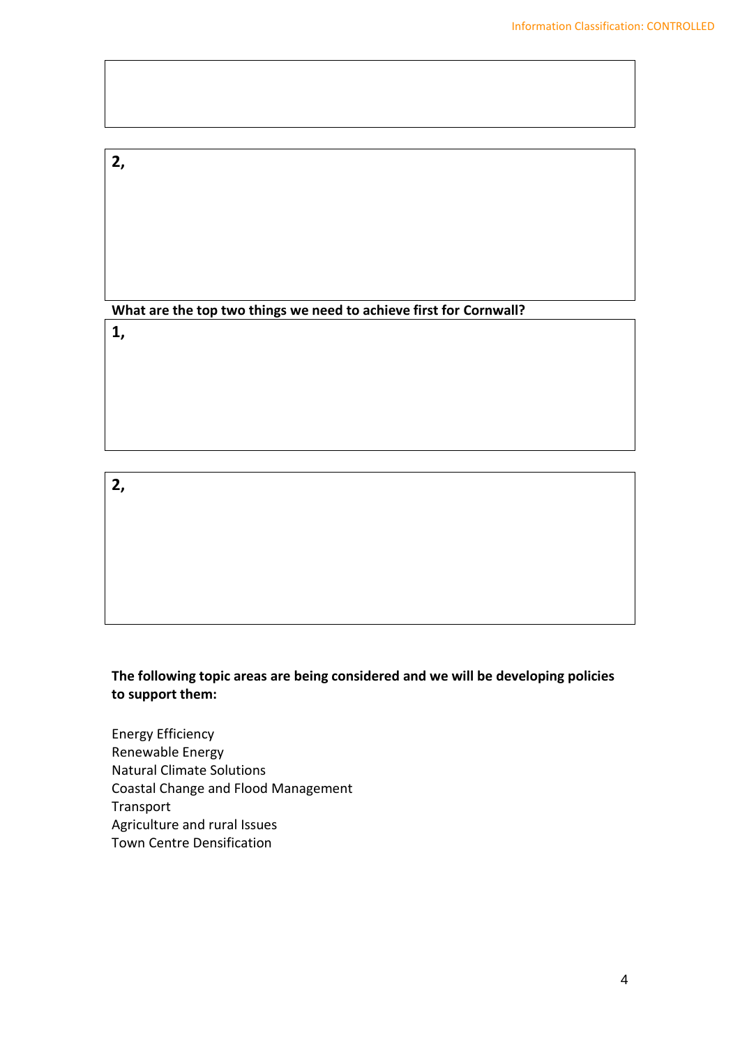2,

**What are the top two things we need to achieve first for Cornwall?**

1,

2,

**The following topic areas are being considered and we will be developing policies to support them:**

Energy Efficiency
Renewable Energy
Natural Climate Solutions
Coastal Change and Flood Management
Transport
Agriculture and rural Issues
Town Centre Densification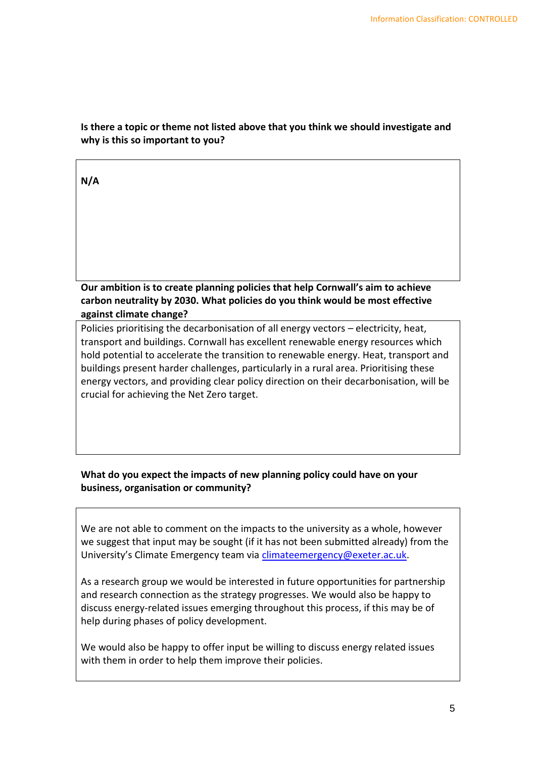**Is there a topic or theme not listed above that you think we should investigate and why is this so important to you?**

**N/A**

**Our ambition is to create planning policies that help Cornwall's aim to achieve carbon neutrality by 2030. What policies do you think would be most effective against climate change?**

Policies prioritising the decarbonisation of all energy vectors – electricity, heat, transport and buildings. Cornwall has excellent renewable energy resources which hold potential to accelerate the transition to renewable energy. Heat, transport and buildings present harder challenges, particularly in a rural area. Prioritising these energy vectors, and providing clear policy direction on their decarbonisation, will be crucial for achieving the Net Zero target.

**What do you expect the impacts of new planning policy could have on your business, organisation or community?**

We are not able to comment on the impacts to the university as a whole, however we suggest that input may be sought (if it has not been submitted already) from the University's Climate Emergency team via climateemergency@exeter.ac.uk.

As a research group we would be interested in future opportunities for partnership and research connection as the strategy progresses. We would also be happy to discuss energy-related issues emerging throughout this process, if this may be of help during phases of policy development.

We would also be happy to offer input be willing to discuss energy related issues with them in order to help them improve their policies.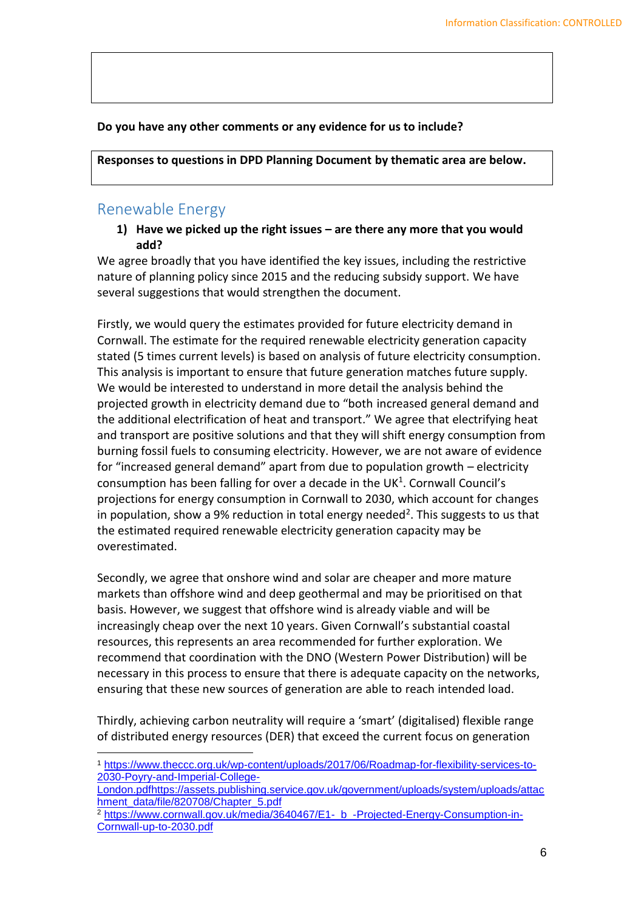Do you have any other comments or any evidence for us to include?

**Responses to questions in DPD Planning Document by thematic area are below.**

## Renewable Energy

1) **Have we picked up the right issues – are there any more that you would add?**

We agree broadly that you have identified the key issues, including the restrictive nature of planning policy since 2015 and the reducing subsidy support. We have several suggestions that would strengthen the document.

Firstly, we would query the estimates provided for future electricity demand in Cornwall. The estimate for the required renewable electricity generation capacity stated (5 times current levels) is based on analysis of future electricity consumption. This analysis is important to ensure that future generation matches future supply. We would be interested to understand in more detail the analysis behind the projected growth in electricity demand due to "both increased general demand and the additional electrification of heat and transport." We agree that electrifying heat and transport are positive solutions and that they will shift energy consumption from burning fossil fuels to consuming electricity. However, we are not aware of evidence for "increased general demand" apart from due to population growth – electricity consumption has been falling for over a decade in the UK[1]. Cornwall Council's projections for energy consumption in Cornwall to 2030, which account for changes in population, show a 9% reduction in total energy needed[2]. This suggests to us that the estimated required renewable electricity generation capacity may be overestimated.

Secondly, we agree that onshore wind and solar are cheaper and more mature markets than offshore wind and deep geothermal and may be prioritised on that basis. However, we suggest that offshore wind is already viable and will be increasingly cheap over the next 10 years. Given Cornwall's substantial coastal resources, this represents an area recommended for further exploration. We recommend that coordination with the DNO (Western Power Distribution) will be necessary in this process to ensure that there is adequate capacity on the networks, ensuring that these new sources of generation are able to reach intended load.

Thirdly, achieving carbon neutrality will require a 'smart' (digitalised) flexible range of distributed energy resources (DER) that exceed the current focus on generation

---

[1] https://www.theccc.org.uk/wp-content/uploads/2017/06/Roadmap-for-flexibility-services-to-2030-Poyry-and-Imperial-College-London.pdfhttps://assets.publishing.service.gov.uk/government/uploads/system/uploads/attachment_data/file/820708/Chapter_5.pdf

[2] https://www.cornwall.gov.uk/media/3640467/E1-_b_-Projected-Energy-Consumption-in-Cornwall-up-to-2030.pdf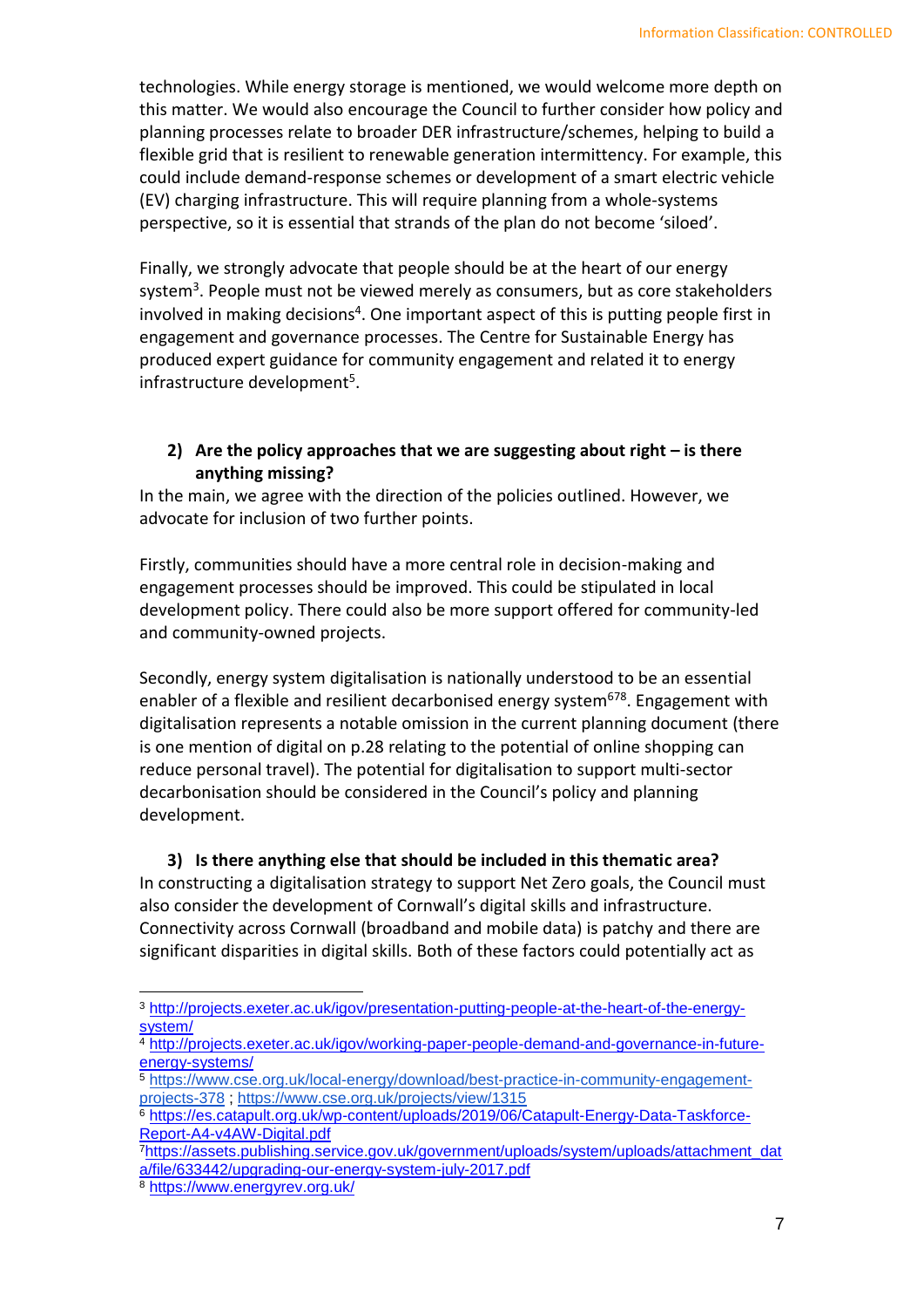technologies. While energy storage is mentioned, we would welcome more depth on this matter. We would also encourage the Council to further consider how policy and planning processes relate to broader DER infrastructure/schemes, helping to build a flexible grid that is resilient to renewable generation intermittency. For example, this could include demand-response schemes or development of a smart electric vehicle (EV) charging infrastructure. This will require planning from a whole-systems perspective, so it is essential that strands of the plan do not become 'siloed'.

Finally, we strongly advocate that people should be at the heart of our energy system[3]. People must not be viewed merely as consumers, but as core stakeholders involved in making decisions[4]. One important aspect of this is putting people first in engagement and governance processes. The Centre for Sustainable Energy has produced expert guidance for community engagement and related it to energy infrastructure development[5].

**2) Are the policy approaches that we are suggesting about right – is there anything missing?**

In the main, we agree with the direction of the policies outlined. However, we advocate for inclusion of two further points.

Firstly, communities should have a more central role in decision-making and engagement processes should be improved. This could be stipulated in local development policy. There could also be more support offered for community-led and community-owned projects.

Secondly, energy system digitalisation is nationally understood to be an essential enabler of a flexible and resilient decarbonised energy system[6,7,8]. Engagement with digitalisation represents a notable omission in the current planning document (there is one mention of digital on p.28 relating to the potential of online shopping can reduce personal travel). The potential for digitalisation to support multi-sector decarbonisation should be considered in the Council's policy and planning development.

**3) Is there anything else that should be included in this thematic area?**

In constructing a digitalisation strategy to support Net Zero goals, the Council must also consider the development of Cornwall's digital skills and infrastructure. Connectivity across Cornwall (broadband and mobile data) is patchy and there are significant disparities in digital skills. Both of these factors could potentially act as

---

[3] http://projects.exeter.ac.uk/igov/presentation-putting-people-at-the-heart-of-the-energy-system/

[4] http://projects.exeter.ac.uk/igov/working-paper-people-demand-and-governance-in-future-energy-systems/

[5] https://www.cse.org.uk/local-energy/download/best-practice-in-community-engagement-projects-378 ; https://www.cse.org.uk/projects/view/1315

[6] https://es.catapult.org.uk/wp-content/uploads/2019/06/Catapult-Energy-Data-Taskforce-Report-A4-v4AW-Digital.pdf

[7] https://assets.publishing.service.gov.uk/government/uploads/system/uploads/attachment_data/file/633442/upgrading-our-energy-system-july-2017.pdf

[8] https://www.energyrev.org.uk/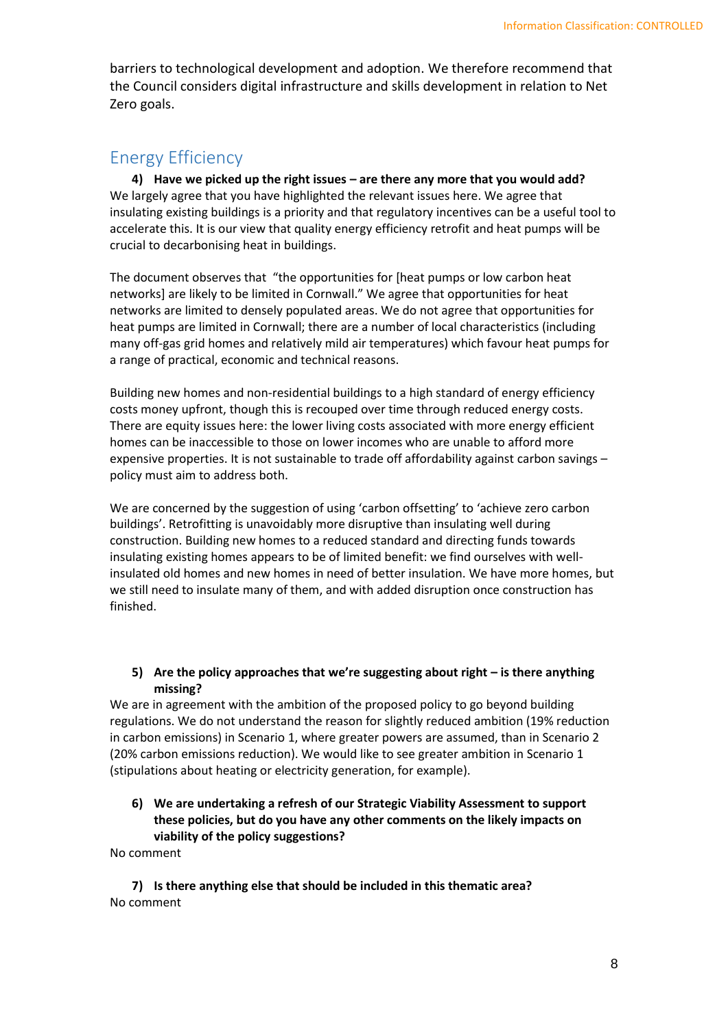barriers to technological development and adoption. We therefore recommend that the Council considers digital infrastructure and skills development in relation to Net Zero goals.

## Energy Efficiency

**4) Have we picked up the right issues – are there any more that you would add?**

We largely agree that you have highlighted the relevant issues here. We agree that insulating existing buildings is a priority and that regulatory incentives can be a useful tool to accelerate this. It is our view that quality energy efficiency retrofit and heat pumps will be crucial to decarbonising heat in buildings.

The document observes that "the opportunities for [heat pumps or low carbon heat networks] are likely to be limited in Cornwall." We agree that opportunities for heat networks are limited to densely populated areas. We do not agree that opportunities for heat pumps are limited in Cornwall; there are a number of local characteristics (including many off-gas grid homes and relatively mild air temperatures) which favour heat pumps for a range of practical, economic and technical reasons.

Building new homes and non-residential buildings to a high standard of energy efficiency costs money upfront, though this is recouped over time through reduced energy costs. There are equity issues here: the lower living costs associated with more energy efficient homes can be inaccessible to those on lower incomes who are unable to afford more expensive properties. It is not sustainable to trade off affordability against carbon savings – policy must aim to address both.

We are concerned by the suggestion of using 'carbon offsetting' to 'achieve zero carbon buildings'. Retrofitting is unavoidably more disruptive than insulating well during construction. Building new homes to a reduced standard and directing funds towards insulating existing homes appears to be of limited benefit: we find ourselves with well-insulated old homes and new homes in need of better insulation. We have more homes, but we still need to insulate many of them, and with added disruption once construction has finished.

**5) Are the policy approaches that we're suggesting about right – is there anything missing?**

We are in agreement with the ambition of the proposed policy to go beyond building regulations. We do not understand the reason for slightly reduced ambition (19% reduction in carbon emissions) in Scenario 1, where greater powers are assumed, than in Scenario 2 (20% carbon emissions reduction). We would like to see greater ambition in Scenario 1 (stipulations about heating or electricity generation, for example).

**6) We are undertaking a refresh of our Strategic Viability Assessment to support these policies, but do you have any other comments on the likely impacts on viability of the policy suggestions?**

No comment

**7) Is there anything else that should be included in this thematic area?**

No comment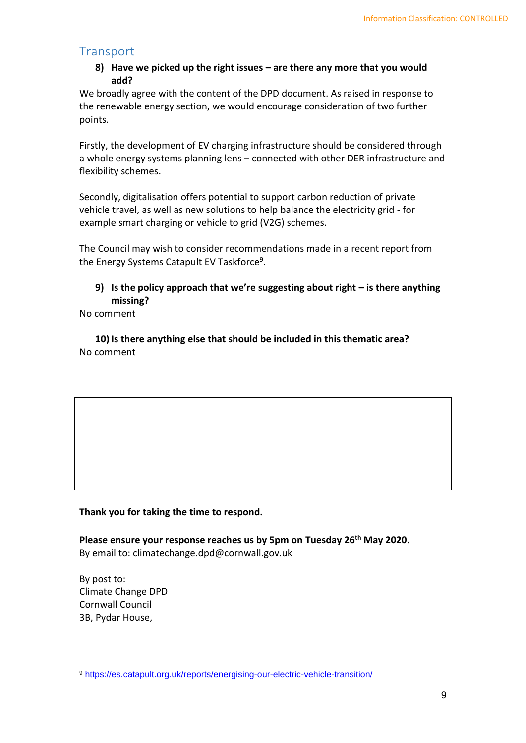## Transport

**8) Have we picked up the right issues – are there any more that you would add?**

We broadly agree with the content of the DPD document. As raised in response to the renewable energy section, we would encourage consideration of two further points.

Firstly, the development of EV charging infrastructure should be considered through a whole energy systems planning lens – connected with other DER infrastructure and flexibility schemes.

Secondly, digitalisation offers potential to support carbon reduction of private vehicle travel, as well as new solutions to help balance the electricity grid - for example smart charging or vehicle to grid (V2G) schemes.

The Council may wish to consider recommendations made in a recent report from the Energy Systems Catapult EV Taskforce[9].

**9) Is the policy approach that we're suggesting about right – is there anything missing?**

No comment

**10) Is there anything else that should be included in this thematic area?**

No comment

**Thank you for taking the time to respond.**

**Please ensure your response reaches us by 5pm on Tuesday 26th May 2020.**
By email to: climatechange.dpd@cornwall.gov.uk

By post to:
Climate Change DPD
Cornwall Council
3B, Pydar House,

---

[9] https://es.catapult.org.uk/reports/energising-our-electric-vehicle-transition/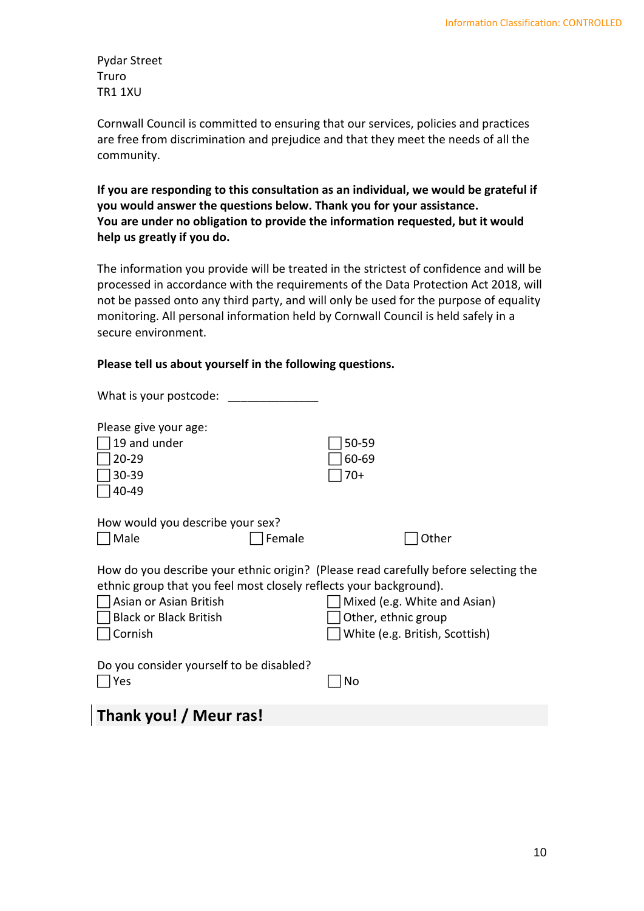Pydar Street
Truro
TR1 1XU

Cornwall Council is committed to ensuring that our services, policies and practices are free from discrimination and prejudice and that they meet the needs of all the community.

**If you are responding to this consultation as an individual, we would be grateful if you would answer the questions below. Thank you for your assistance.**
**You are under no obligation to provide the information requested, but it would help us greatly if you do.**

The information you provide will be treated in the strictest of confidence and will be processed in accordance with the requirements of the Data Protection Act 2018, will not be passed onto any third party, and will only be used for the purpose of equality monitoring. All personal information held by Cornwall Council is held safely in a secure environment.

**Please tell us about yourself in the following questions.**

What is your postcode: ______________

Please give your age:

- ☐ 19 and under
- ☐ 20-29
- ☐ 30-39
- ☐ 40-49
- ☐ 50-59
- ☐ 60-69
- ☐ 70+

How would you describe your sex?

- ☐ Male
- ☐ Female
- ☐ Other

How do you describe your ethnic origin? (Please read carefully before selecting the ethnic group that you feel most closely reflects your background).

- ☐ Asian or Asian British
- ☐ Black or Black British
- ☐ Cornish
- ☐ Mixed (e.g. White and Asian)
- ☐ Other, ethnic group
- ☐ White (e.g. British, Scottish)

Do you consider yourself to be disabled?

- ☐ Yes
- ☐ No

## Thank you! / Meur ras!